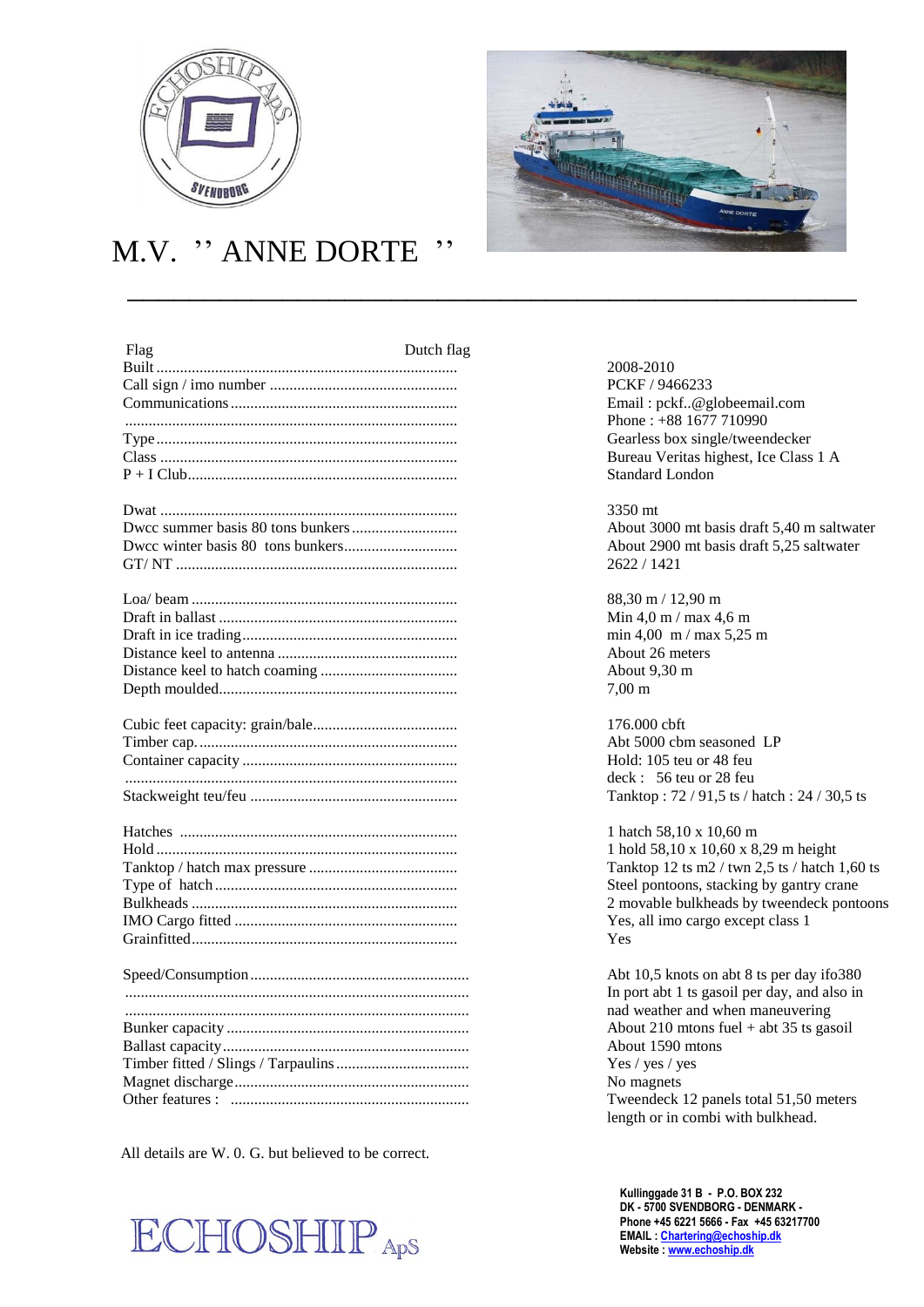# M.V. '' ANNE DORTE ''

| | |
|---|---|
| Flag | Dutch flag |
| Built | 2008-2010 |
| Call sign / imo number | PCKF / 9466233 |
| Communications | Email : pckf..@globeemail.com |
| | Phone : +88 1677 710990 |
| Type | Gearless box single/tweendecker |
| Class | Bureau Veritas highest, Ice Class 1 A |
| P + I Club | Standard London |
| | |
| Dwat | 3350 mt |
| Dwcc summer basis 80 tons bunkers | About 3000 mt basis draft 5,40 m saltwater |
| Dwcc winter basis 80 tons bunkers | About 2900 mt basis draft 5,25 saltwater |
| GT/ NT | 2622 / 1421 |
| | |
| Loa/ beam | 88,30 m / 12,90 m |
| Draft in ballast | Min 4,0 m / max 4,6 m |
| Draft in ice trading | min 4,00 m / max 5,25 m |
| Distance keel to antenna | About 26 meters |
| Distance keel to hatch coaming | About 9,30 m |
| Depth moulded | 7,00 m |
| | |
| Cubic feet capacity: grain/bale | 176.000 cbft |
| Timber cap. | Abt 5000 cbm seasoned LP |
| Container capacity | Hold: 105 teu or 48 feu |
| | deck : 56 teu or 28 feu |
| Stackweight teu/feu | Tanktop : 72 / 91,5 ts / hatch : 24 / 30,5 ts |
| | |
| Hatches | 1 hatch 58,10 x 10,60 m |
| Hold | 1 hold 58,10 x 10,60 x 8,29 m height |
| Tanktop / hatch max pressure | Tanktop 12 ts m2 / twn 2,5 ts / hatch 1,60 ts |
| Type of hatch | Steel pontoons, stacking by gantry crane |
| Bulkheads | 2 movable bulkheads by tweendeck pontoons |
| IMO Cargo fitted | Yes, all imo cargo except class 1 |
| Grainfitted | Yes |
| | |
| Speed/Consumption | Abt 10,5 knots on abt 8 ts per day ifo380 |
| | In port abt 1 ts gasoil per day, and also in |
| | nad weather and when maneuvering |
| Bunker capacity | About 210 mtons fuel + abt 35 ts gasoil |
| Ballast capacity | About 1590 mtons |
| Timber fitted / Slings / Tarpaulins | Yes / yes / yes |
| Magnet discharge | No magnets |
| Other features : | Tweendeck 12 panels total 51,50 meters length or in combi with bulkhead. |

All details are W. 0. G. but believed to be correct.

ECHOSHIP ApS

**Kullinggade 31 B - P.O. BOX 232**
**DK - 5700 SVENDBORG - DENMARK -**
**Phone +45 6221 5666 - Fax +45 63217700**
**EMAIL : Chartering@echoship.dk**
**Website : www.echoship.dk**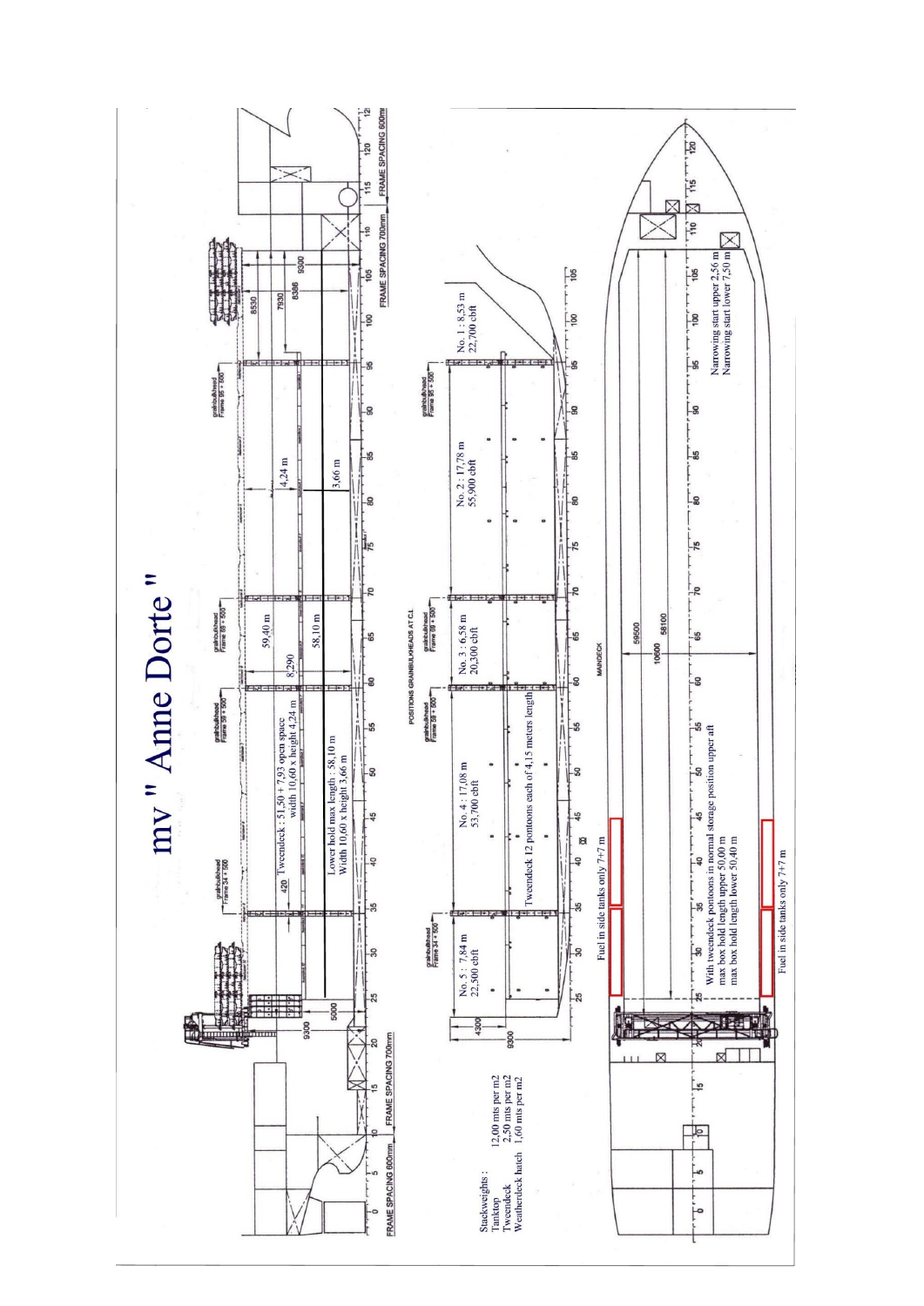# mv " Anne Dorte "

Tweendeck : 51,50 + 7,93 open space
width 10,60 x height 4,24 m

Lower hold max length : 58,10 m
Width 10,60 x height 3,66 m

59,40 m

58,10 m

8,290

4,24 m

3,66 m

420

9300

5000

8530

7930

8386

9300

grainbulkhead Frame 34 + 500

grainbulkhead Frame 59 + 500

grainbulkhead Frame 69 + 500

grainbulkhead Frame 95 + 500

FRAME SPACING 600mm

FRAME SPACING 700mm

FRAME SPACING 700mm

FRAME SPACING 600mm

POSITIONS GRAINBULKHEADS AT C.L.

No. 1 : 8,53 m
22,700 cbft

No. 2 : 17,78 m
55,900 cbft

No. 3 : 6,58 m
20,300 cbft

No. 4 : 17,08 m
53,700 cbft

No. 5 : 7,84 m
22,500 cbft

Tweendeck 12 pontoons each of 4,15 meters length

4300

9300

Stackweights :

| | |
|---|---|
| Tanktop | 12,00 mts per m2 |
| Tweendeck | 2,50 mts per m2 |
| Weatherdeck hatch | 1,60 mts per m2 |

MAINDECK

59500

58100

10600

Fuel in side tanks only 7+7 m

Fuel in side tanks only 7+7 m

With tweendeck pontoons in normal storage position upper aft
max box hold length upper 50,00 m
max box hold length lower 50,40 m

Narrowing start upper 2,56 m
Narrowing start lower 7,50 m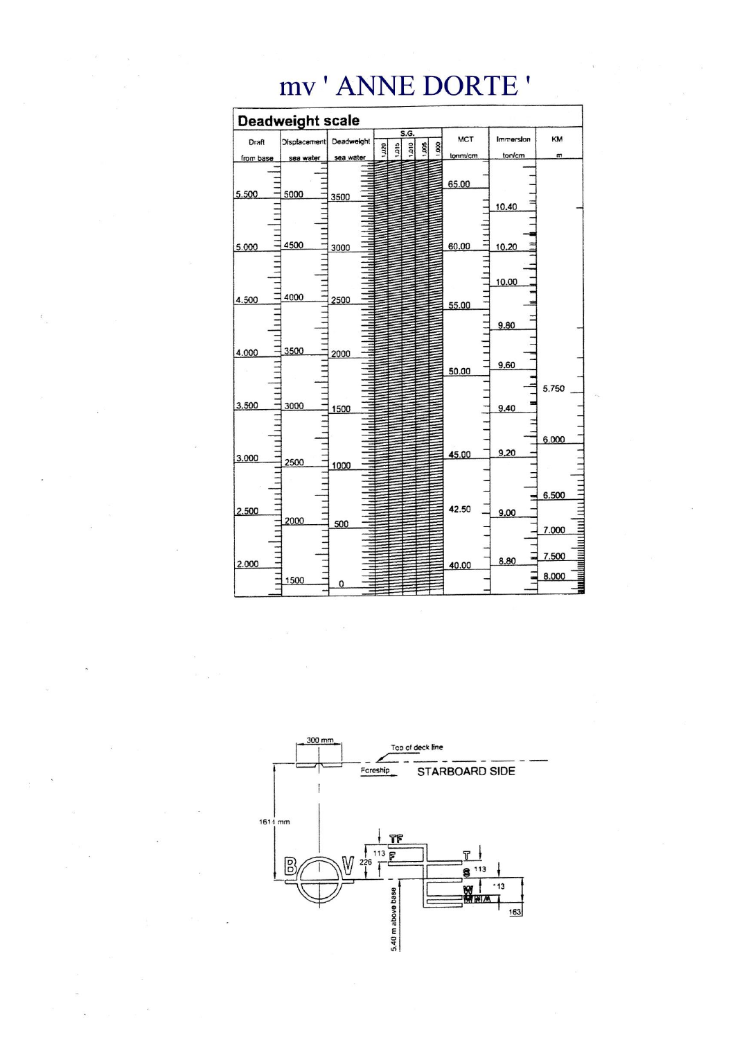# mv ' ANNE DORTE '

## Deadweight scale

| Draft from base | Displacement sea water | Deadweight sea water | S.G. 1.020 / 1.015 / 1.010 / 1.005 / 1.000 | MCT tonm/cm | Immersion ton/cm | KM m |
|---|---|---|---|---|---|---|
| | | | | 65.00 | | |
| 5.500 | 5000 | 3500 | | | 10.40 | |
| 5.000 | 4500 | 3000 | | 60.00 | 10.20 | |
| | | | | | 10.00 | |
| 4.500 | 4000 | 2500 | | 55.00 | | |
| | | | | | 9.80 | |
| 4.000 | 3500 | 2000 | | | 9.60 | |
| | | | | 50.00 | | 5.750 |
| 3.500 | 3000 | 1500 | | | 9.40 | |
| | | | | | | 6.000 |
| 3.000 | 2500 | 1000 | | 45.00 | 9.20 | |
| | | | | | | 6.500 |
| 2.500 | 2000 | 500 | | 42.50 | 9.00 | |
| | | | | | | 7.000 |
| 2.000 | | | | 40.00 | 8.80 | 7.500 |
| | 1500 | 0 | | | | 8.000 |

300 mm

Top of deck line

Foreship

STARBOARD SIDE

1611 mm

B V

TF F T S W WNA

113 226 113 113 163

5.40 m above base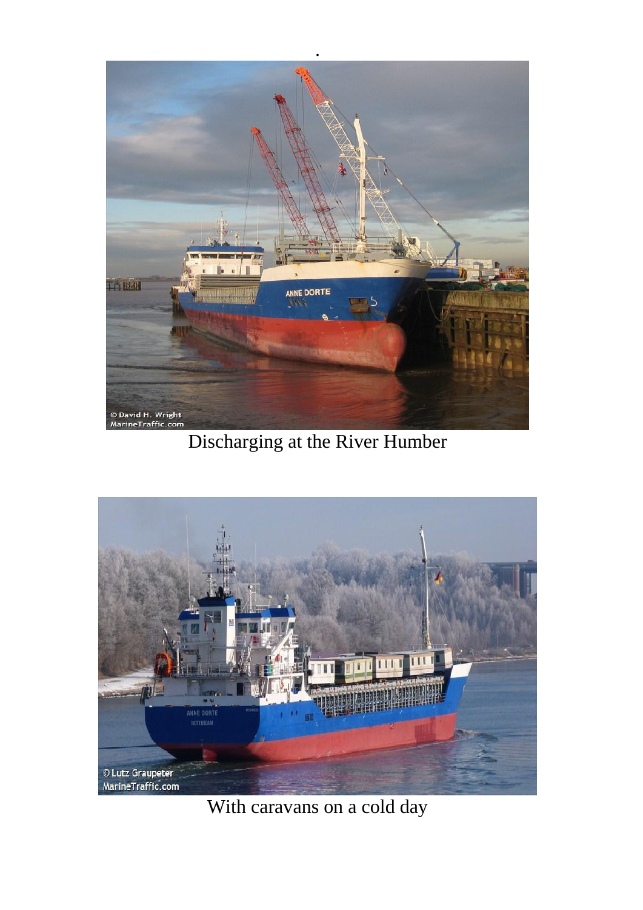.

Discharging at the River Humber

With caravans on a cold day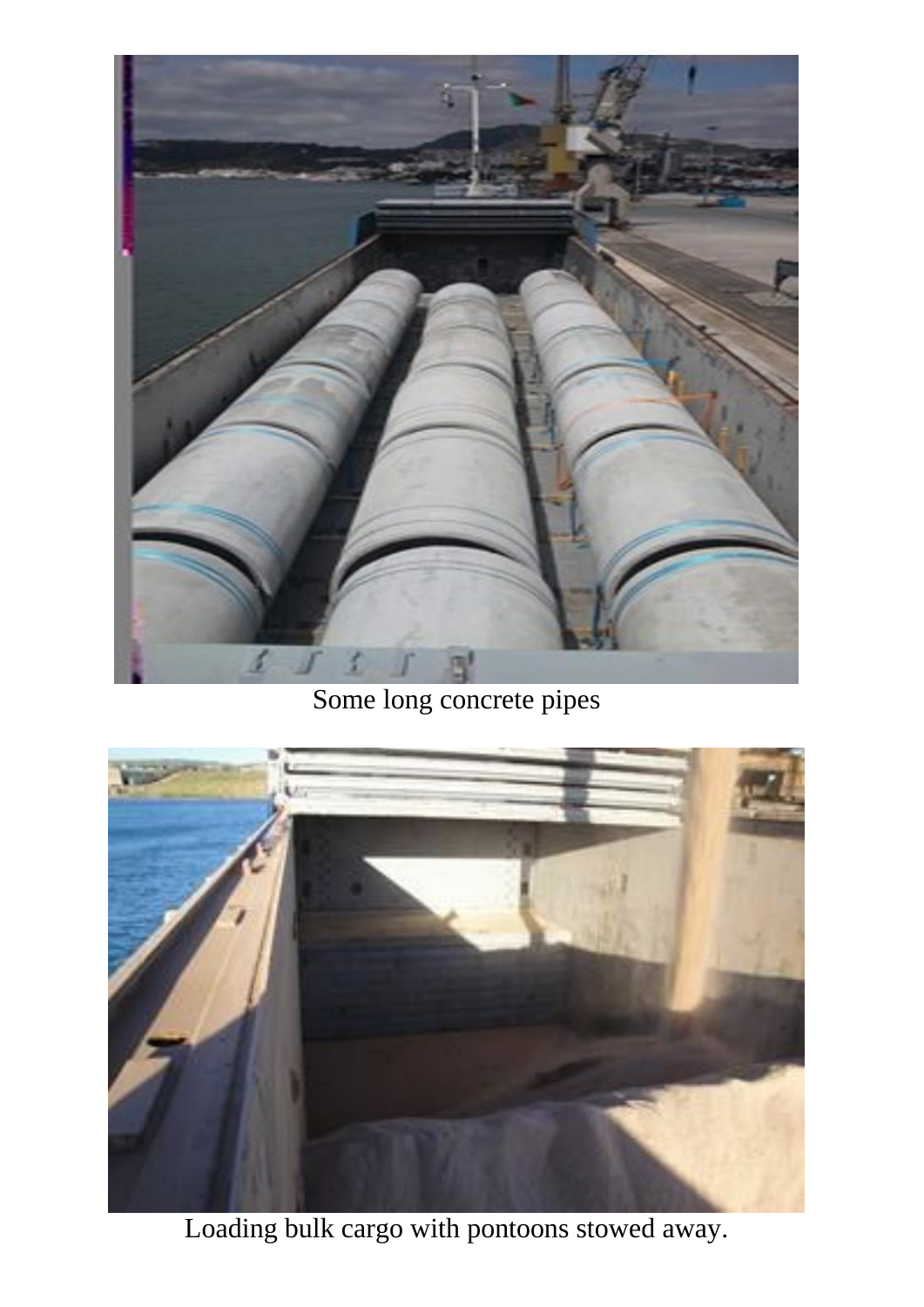Some long concrete pipes

Loading bulk cargo with pontoons stowed away.